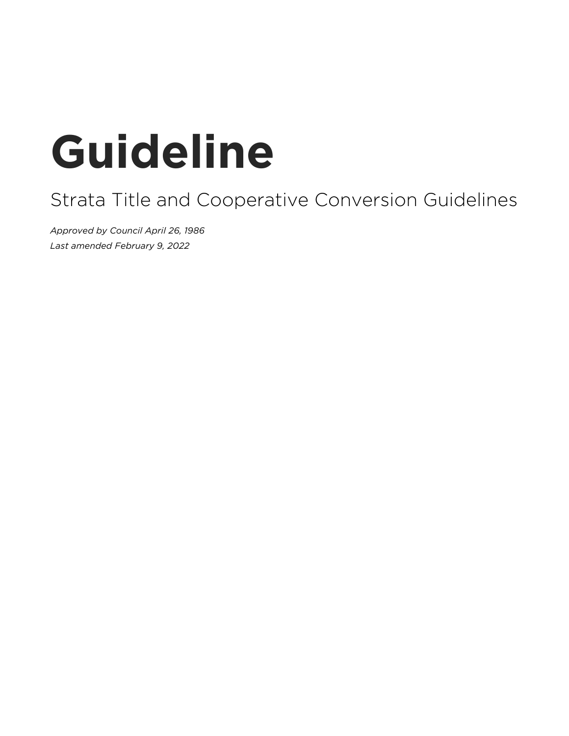# Guideline

## Strata Title and Cooperative Conversion Guidelines

*Approved by Council April 26, 1986*
*Last amended February 9, 2022*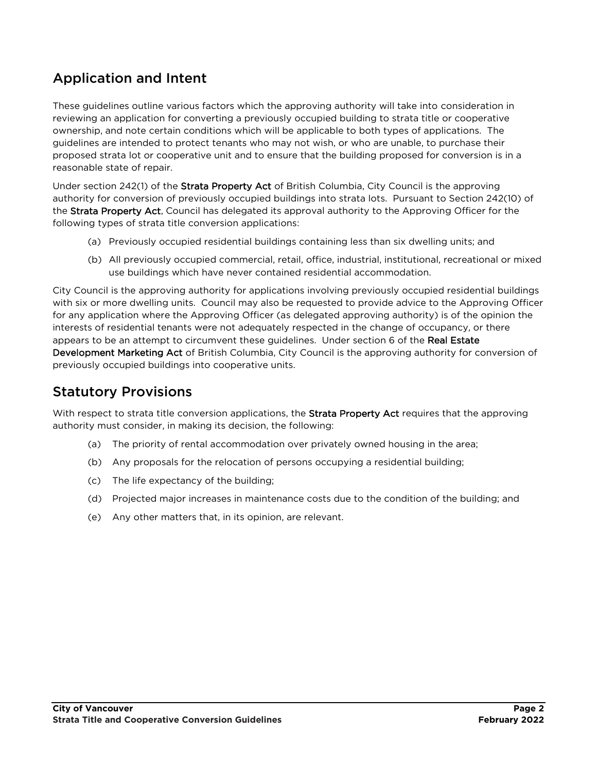## Application and Intent

These guidelines outline various factors which the approving authority will take into consideration in reviewing an application for converting a previously occupied building to strata title or cooperative ownership, and note certain conditions which will be applicable to both types of applications. The guidelines are intended to protect tenants who may not wish, or who are unable, to purchase their proposed strata lot or cooperative unit and to ensure that the building proposed for conversion is in a reasonable state of repair.

Under section 242(1) of the **Strata Property Act** of British Columbia, City Council is the approving authority for conversion of previously occupied buildings into strata lots. Pursuant to Section 242(10) of the **Strata Property Act**, Council has delegated its approval authority to the Approving Officer for the following types of strata title conversion applications:

(a) Previously occupied residential buildings containing less than six dwelling units; and

(b) All previously occupied commercial, retail, office, industrial, institutional, recreational or mixed use buildings which have never contained residential accommodation.

City Council is the approving authority for applications involving previously occupied residential buildings with six or more dwelling units. Council may also be requested to provide advice to the Approving Officer for any application where the Approving Officer (as delegated approving authority) is of the opinion the interests of residential tenants were not adequately respected in the change of occupancy, or there appears to be an attempt to circumvent these guidelines. Under section 6 of the **Real Estate Development Marketing Act** of British Columbia, City Council is the approving authority for conversion of previously occupied buildings into cooperative units.

## Statutory Provisions

With respect to strata title conversion applications, the **Strata Property Act** requires that the approving authority must consider, in making its decision, the following:

(a) The priority of rental accommodation over privately owned housing in the area;

(b) Any proposals for the relocation of persons occupying a residential building;

(c) The life expectancy of the building;

(d) Projected major increases in maintenance costs due to the condition of the building; and

(e) Any other matters that, in its opinion, are relevant.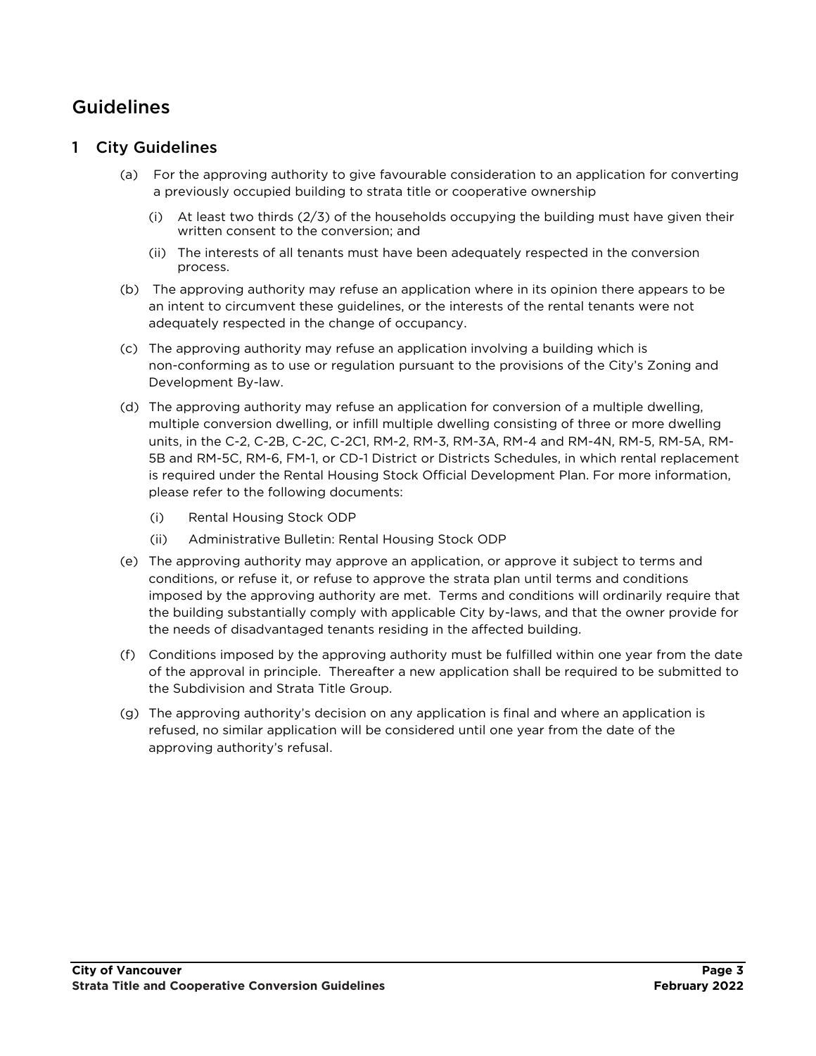# Guidelines

## 1 City Guidelines

(a) For the approving authority to give favourable consideration to an application for converting a previously occupied building to strata title or cooperative ownership

(i) At least two thirds (2/3) of the households occupying the building must have given their written consent to the conversion; and

(ii) The interests of all tenants must have been adequately respected in the conversion process.

(b) The approving authority may refuse an application where in its opinion there appears to be an intent to circumvent these guidelines, or the interests of the rental tenants were not adequately respected in the change of occupancy.

(c) The approving authority may refuse an application involving a building which is non-conforming as to use or regulation pursuant to the provisions of the City's Zoning and Development By-law.

(d) The approving authority may refuse an application for conversion of a multiple dwelling, multiple conversion dwelling, or infill multiple dwelling consisting of three or more dwelling units, in the C-2, C-2B, C-2C, C-2C1, RM-2, RM-3, RM-3A, RM-4 and RM-4N, RM-5, RM-5A, RM-5B and RM-5C, RM-6, FM-1, or CD-1 District or Districts Schedules, in which rental replacement is required under the Rental Housing Stock Official Development Plan. For more information, please refer to the following documents:

(i) Rental Housing Stock ODP

(ii) Administrative Bulletin: Rental Housing Stock ODP

(e) The approving authority may approve an application, or approve it subject to terms and conditions, or refuse it, or refuse to approve the strata plan until terms and conditions imposed by the approving authority are met. Terms and conditions will ordinarily require that the building substantially comply with applicable City by-laws, and that the owner provide for the needs of disadvantaged tenants residing in the affected building.

(f) Conditions imposed by the approving authority must be fulfilled within one year from the date of the approval in principle. Thereafter a new application shall be required to be submitted to the Subdivision and Strata Title Group.

(g) The approving authority's decision on any application is final and where an application is refused, no similar application will be considered until one year from the date of the approving authority's refusal.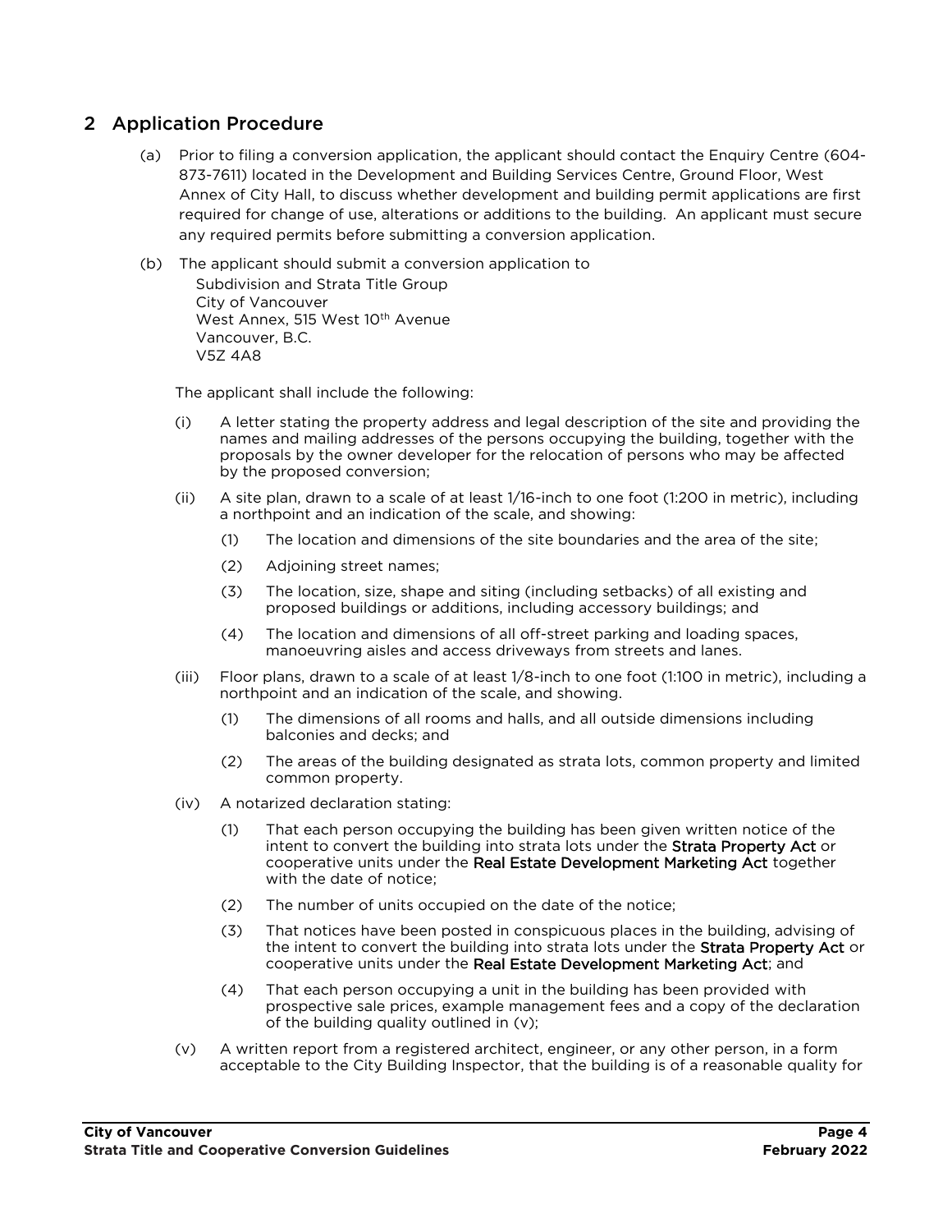## 2 Application Procedure

(a) Prior to filing a conversion application, the applicant should contact the Enquiry Centre (604-873-7611) located in the Development and Building Services Centre, Ground Floor, West Annex of City Hall, to discuss whether development and building permit applications are first required for change of use, alterations or additions to the building. An applicant must secure any required permits before submitting a conversion application.

(b) The applicant should submit a conversion application to

Subdivision and Strata Title Group
City of Vancouver
West Annex, 515 West 10th Avenue
Vancouver, B.C.
V5Z 4A8

The applicant shall include the following:

(i) A letter stating the property address and legal description of the site and providing the names and mailing addresses of the persons occupying the building, together with the proposals by the owner developer for the relocation of persons who may be affected by the proposed conversion;

(ii) A site plan, drawn to a scale of at least 1/16-inch to one foot (1:200 in metric), including a northpoint and an indication of the scale, and showing:

(1) The location and dimensions of the site boundaries and the area of the site;

(2) Adjoining street names;

(3) The location, size, shape and siting (including setbacks) of all existing and proposed buildings or additions, including accessory buildings; and

(4) The location and dimensions of all off-street parking and loading spaces, manoeuvring aisles and access driveways from streets and lanes.

(iii) Floor plans, drawn to a scale of at least 1/8-inch to one foot (1:100 in metric), including a northpoint and an indication of the scale, and showing.

(1) The dimensions of all rooms and halls, and all outside dimensions including balconies and decks; and

(2) The areas of the building designated as strata lots, common property and limited common property.

(iv) A notarized declaration stating:

(1) That each person occupying the building has been given written notice of the intent to convert the building into strata lots under the **Strata Property Act** or cooperative units under the **Real Estate Development Marketing Act** together with the date of notice;

(2) The number of units occupied on the date of the notice;

(3) That notices have been posted in conspicuous places in the building, advising of the intent to convert the building into strata lots under the **Strata Property Act** or cooperative units under the **Real Estate Development Marketing Act**; and

(4) That each person occupying a unit in the building has been provided with prospective sale prices, example management fees and a copy of the declaration of the building quality outlined in (v);

(v) A written report from a registered architect, engineer, or any other person, in a form acceptable to the City Building Inspector, that the building is of a reasonable quality for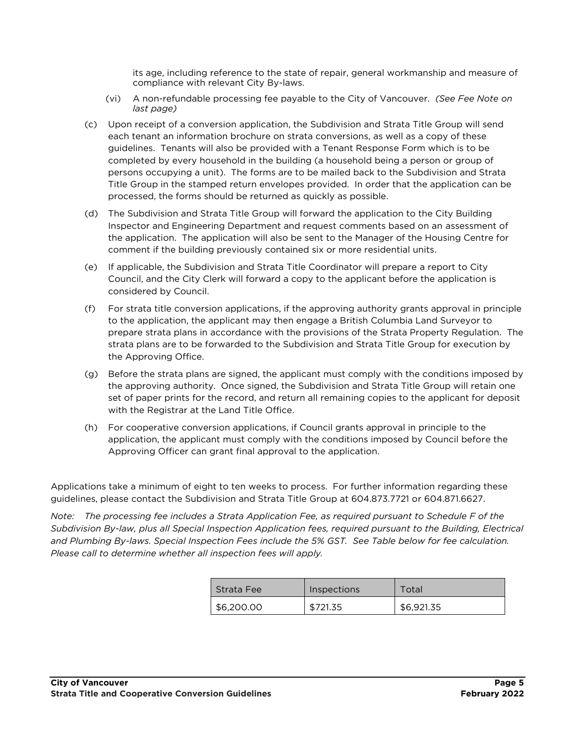its age, including reference to the state of repair, general workmanship and measure of compliance with relevant City By-laws.

(vi) A non-refundable processing fee payable to the City of Vancouver. *(See Fee Note on last page)*

(c) Upon receipt of a conversion application, the Subdivision and Strata Title Group will send each tenant an information brochure on strata conversions, as well as a copy of these guidelines. Tenants will also be provided with a Tenant Response Form which is to be completed by every household in the building (a household being a person or group of persons occupying a unit). The forms are to be mailed back to the Subdivision and Strata Title Group in the stamped return envelopes provided. In order that the application can be processed, the forms should be returned as quickly as possible.

(d) The Subdivision and Strata Title Group will forward the application to the City Building Inspector and Engineering Department and request comments based on an assessment of the application. The application will also be sent to the Manager of the Housing Centre for comment if the building previously contained six or more residential units.

(e) If applicable, the Subdivision and Strata Title Coordinator will prepare a report to City Council, and the City Clerk will forward a copy to the applicant before the application is considered by Council.

(f) For strata title conversion applications, if the approving authority grants approval in principle to the application, the applicant may then engage a British Columbia Land Surveyor to prepare strata plans in accordance with the provisions of the Strata Property Regulation. The strata plans are to be forwarded to the Subdivision and Strata Title Group for execution by the Approving Office.

(g) Before the strata plans are signed, the applicant must comply with the conditions imposed by the approving authority. Once signed, the Subdivision and Strata Title Group will retain one set of paper prints for the record, and return all remaining copies to the applicant for deposit with the Registrar at the Land Title Office.

(h) For cooperative conversion applications, if Council grants approval in principle to the application, the applicant must comply with the conditions imposed by Council before the Approving Officer can grant final approval to the application.

Applications take a minimum of eight to ten weeks to process. For further information regarding these guidelines, please contact the Subdivision and Strata Title Group at 604.873.7721 or 604.871.6627.

*Note: The processing fee includes a Strata Application Fee, as required pursuant to Schedule F of the Subdivision By-law, plus all Special Inspection Application fees, required pursuant to the Building, Electrical and Plumbing By-laws. Special Inspection Fees include the 5% GST. See Table below for fee calculation. Please call to determine whether all inspection fees will apply.*

| Strata Fee | Inspections | Total |
|---|---|---|
| $6,200.00 | $721.35 | $6,921.35 |